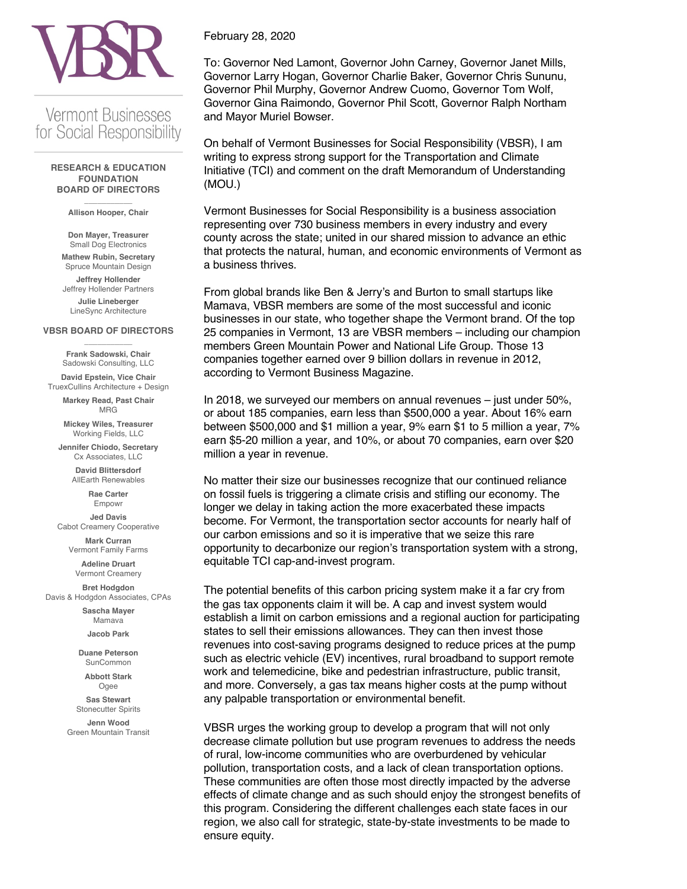# VBSR

Vermont Businesses for Social Responsibility

**RESEARCH & EDUCATION FOUNDATION BOARD OF DIRECTORS**

**Allison Hooper, Chair**

**Don Mayer, Treasurer**
Small Dog Electronics

**Mathew Rubin, Secretary**
Spruce Mountain Design

**Jeffrey Hollender**
Jeffrey Hollender Partners

**Julie Lineberger**
LineSync Architecture

**VBSR BOARD OF DIRECTORS**

**Frank Sadowski, Chair**
Sadowski Consulting, LLC

**David Epstein, Vice Chair**
TruexCullins Architecture + Design

**Markey Read, Past Chair**
MRG

**Mickey Wiles, Treasurer**
Working Fields, LLC

**Jennifer Chiodo, Secretary**
Cx Associates, LLC

**David Blittersdorf**
AllEarth Renewables

**Rae Carter**
Empowr

**Jed Davis**
Cabot Creamery Cooperative

**Mark Curran**
Vermont Family Farms

**Adeline Druart**
Vermont Creamery

**Bret Hodgdon**
Davis & Hodgdon Associates, CPAs

**Sascha Mayer**
Mamava

**Jacob Park**

**Duane Peterson**
SunCommon

**Abbott Stark**
Ogee

**Sas Stewart**
Stonecutter Spirits

**Jenn Wood**
Green Mountain Transit

February 28, 2020

To: Governor Ned Lamont, Governor John Carney, Governor Janet Mills, Governor Larry Hogan, Governor Charlie Baker, Governor Chris Sununu, Governor Phil Murphy, Governor Andrew Cuomo, Governor Tom Wolf, Governor Gina Raimondo, Governor Phil Scott, Governor Ralph Northam and Mayor Muriel Bowser.

On behalf of Vermont Businesses for Social Responsibility (VBSR), I am writing to express strong support for the Transportation and Climate Initiative (TCI) and comment on the draft Memorandum of Understanding (MOU.)

Vermont Businesses for Social Responsibility is a business association representing over 730 business members in every industry and every county across the state; united in our shared mission to advance an ethic that protects the natural, human, and economic environments of Vermont as a business thrives.

From global brands like Ben & Jerry's and Burton to small startups like Mamava, VBSR members are some of the most successful and iconic businesses in our state, who together shape the Vermont brand. Of the top 25 companies in Vermont, 13 are VBSR members – including our champion members Green Mountain Power and National Life Group. Those 13 companies together earned over 9 billion dollars in revenue in 2012, according to Vermont Business Magazine.

In 2018, we surveyed our members on annual revenues – just under 50%, or about 185 companies, earn less than $500,000 a year. About 16% earn between $500,000 and $1 million a year, 9% earn $1 to 5 million a year, 7% earn $5-20 million a year, and 10%, or about 70 companies, earn over $20 million a year in revenue.

No matter their size our businesses recognize that our continued reliance on fossil fuels is triggering a climate crisis and stifling our economy. The longer we delay in taking action the more exacerbated these impacts become. For Vermont, the transportation sector accounts for nearly half of our carbon emissions and so it is imperative that we seize this rare opportunity to decarbonize our region's transportation system with a strong, equitable TCI cap-and-invest program.

The potential benefits of this carbon pricing system make it a far cry from the gas tax opponents claim it will be. A cap and invest system would establish a limit on carbon emissions and a regional auction for participating states to sell their emissions allowances. They can then invest those revenues into cost-saving programs designed to reduce prices at the pump such as electric vehicle (EV) incentives, rural broadband to support remote work and telemedicine, bike and pedestrian infrastructure, public transit, and more. Conversely, a gas tax means higher costs at the pump without any palpable transportation or environmental benefit.

VBSR urges the working group to develop a program that will not only decrease climate pollution but use program revenues to address the needs of rural, low-income communities who are overburdened by vehicular pollution, transportation costs, and a lack of clean transportation options. These communities are often those most directly impacted by the adverse effects of climate change and as such should enjoy the strongest benefits of this program. Considering the different challenges each state faces in our region, we also call for strategic, state-by-state investments to be made to ensure equity.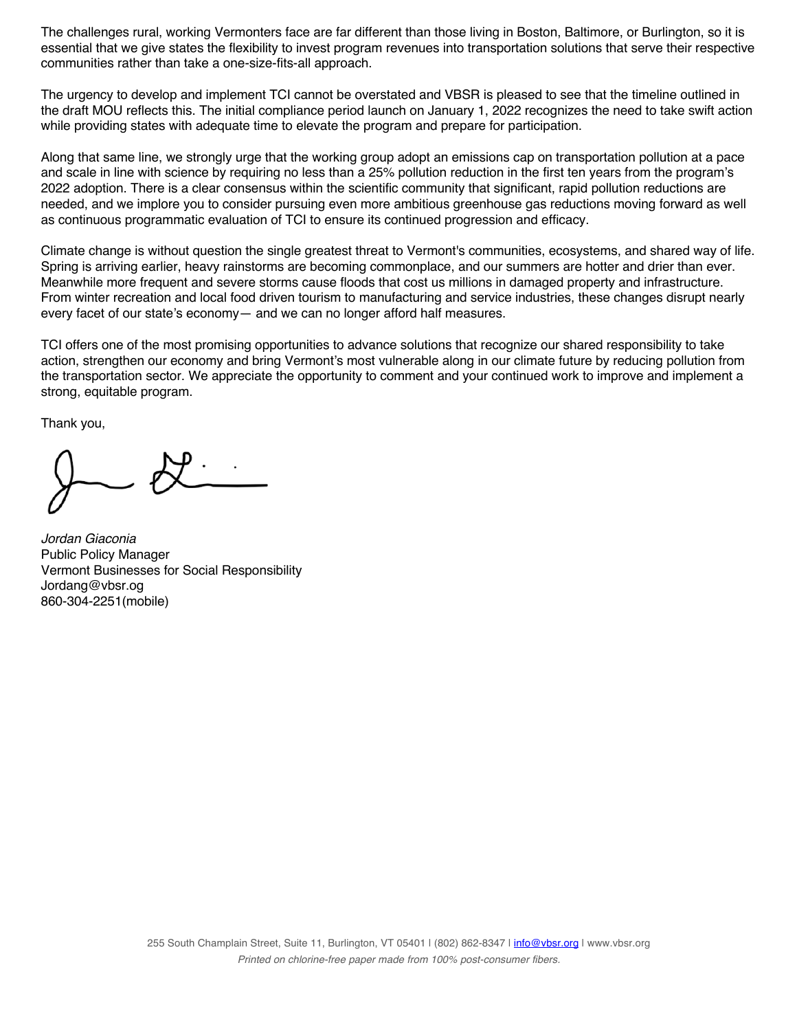The challenges rural, working Vermonters face are far different than those living in Boston, Baltimore, or Burlington, so it is essential that we give states the flexibility to invest program revenues into transportation solutions that serve their respective communities rather than take a one-size-fits-all approach.

The urgency to develop and implement TCI cannot be overstated and VBSR is pleased to see that the timeline outlined in the draft MOU reflects this. The initial compliance period launch on January 1, 2022 recognizes the need to take swift action while providing states with adequate time to elevate the program and prepare for participation.

Along that same line, we strongly urge that the working group adopt an emissions cap on transportation pollution at a pace and scale in line with science by requiring no less than a 25% pollution reduction in the first ten years from the program's 2022 adoption. There is a clear consensus within the scientific community that significant, rapid pollution reductions are needed, and we implore you to consider pursuing even more ambitious greenhouse gas reductions moving forward as well as continuous programmatic evaluation of TCI to ensure its continued progression and efficacy.

Climate change is without question the single greatest threat to Vermont's communities, ecosystems, and shared way of life. Spring is arriving earlier, heavy rainstorms are becoming commonplace, and our summers are hotter and drier than ever. Meanwhile more frequent and severe storms cause floods that cost us millions in damaged property and infrastructure. From winter recreation and local food driven tourism to manufacturing and service industries, these changes disrupt nearly every facet of our state's economy— and we can no longer afford half measures.

TCI offers one of the most promising opportunities to advance solutions that recognize our shared responsibility to take action, strengthen our economy and bring Vermont's most vulnerable along in our climate future by reducing pollution from the transportation sector. We appreciate the opportunity to comment and your continued work to improve and implement a strong, equitable program.

Thank you,

*Jordan Giaconia*
Public Policy Manager
Vermont Businesses for Social Responsibility
Jordang@vbsr.og
860-304-2251(mobile)

255 South Champlain Street, Suite 11, Burlington, VT 05401 | (802) 862-8347 | info@vbsr.org | www.vbsr.org
*Printed on chlorine-free paper made from 100% post-consumer fibers.*